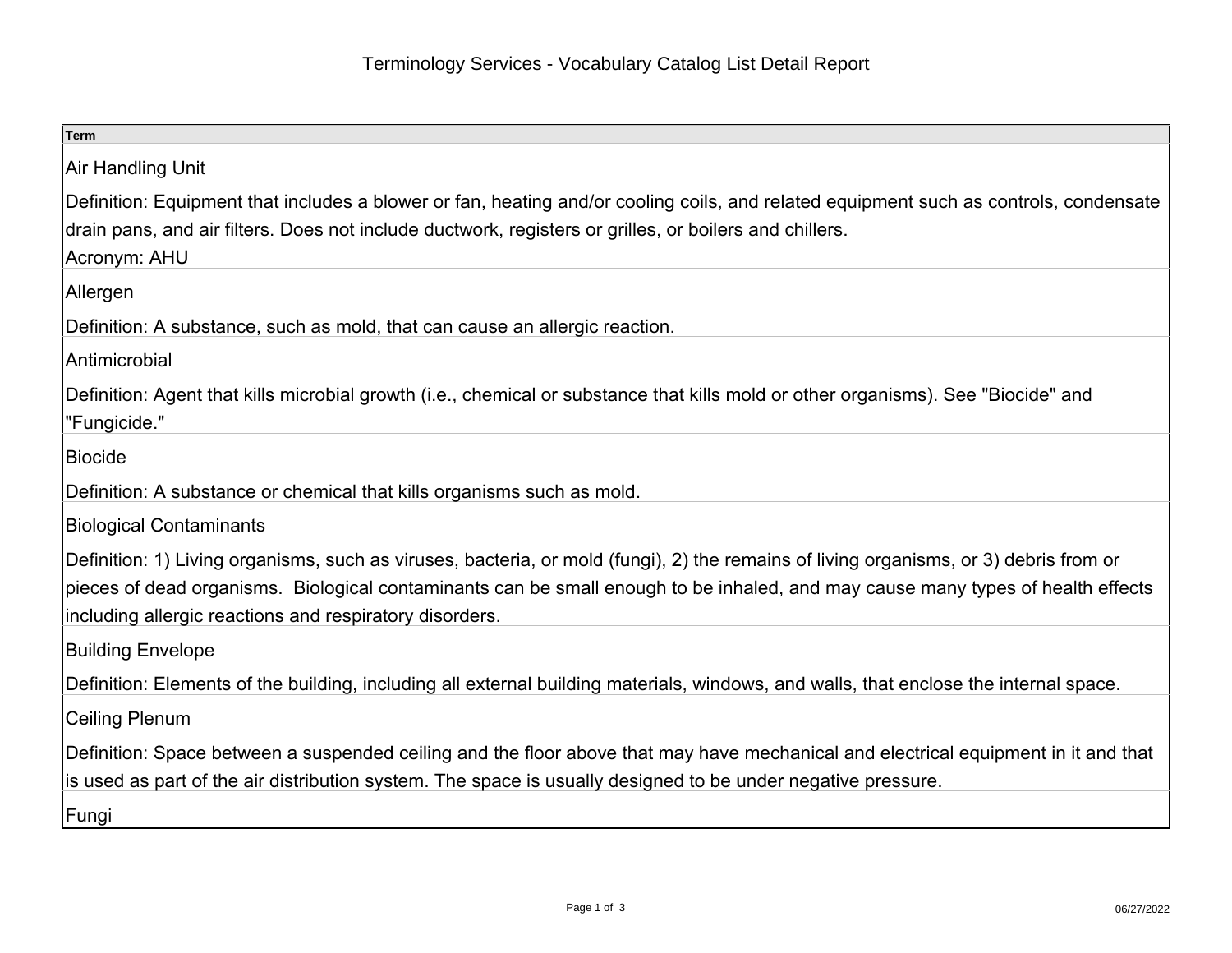# Terminology Services - Vocabulary Catalog List Detail Report

| Term |
| --- |
| Air Handling Unit<br><br>Definition: Equipment that includes a blower or fan, heating and/or cooling coils, and related equipment such as controls, condensate drain pans, and air filters. Does not include ductwork, registers or grilles, or boilers and chillers.<br>Acronym: AHU |
| Allergen<br><br>Definition: A substance, such as mold, that can cause an allergic reaction. |
| Antimicrobial<br><br>Definition: Agent that kills microbial growth (i.e., chemical or substance that kills mold or other organisms). See "Biocide" and "Fungicide." |
| Biocide<br><br>Definition: A substance or chemical that kills organisms such as mold. |
| Biological Contaminants<br><br>Definition: 1) Living organisms, such as viruses, bacteria, or mold (fungi), 2) the remains of living organisms, or 3) debris from or pieces of dead organisms.  Biological contaminants can be small enough to be inhaled, and may cause many types of health effects including allergic reactions and respiratory disorders. |
| Building Envelope<br><br>Definition: Elements of the building, including all external building materials, windows, and walls, that enclose the internal space. |
| Ceiling Plenum<br><br>Definition: Space between a suspended ceiling and the floor above that may have mechanical and electrical equipment in it and that is used as part of the air distribution system. The space is usually designed to be under negative pressure. |
| Fungi |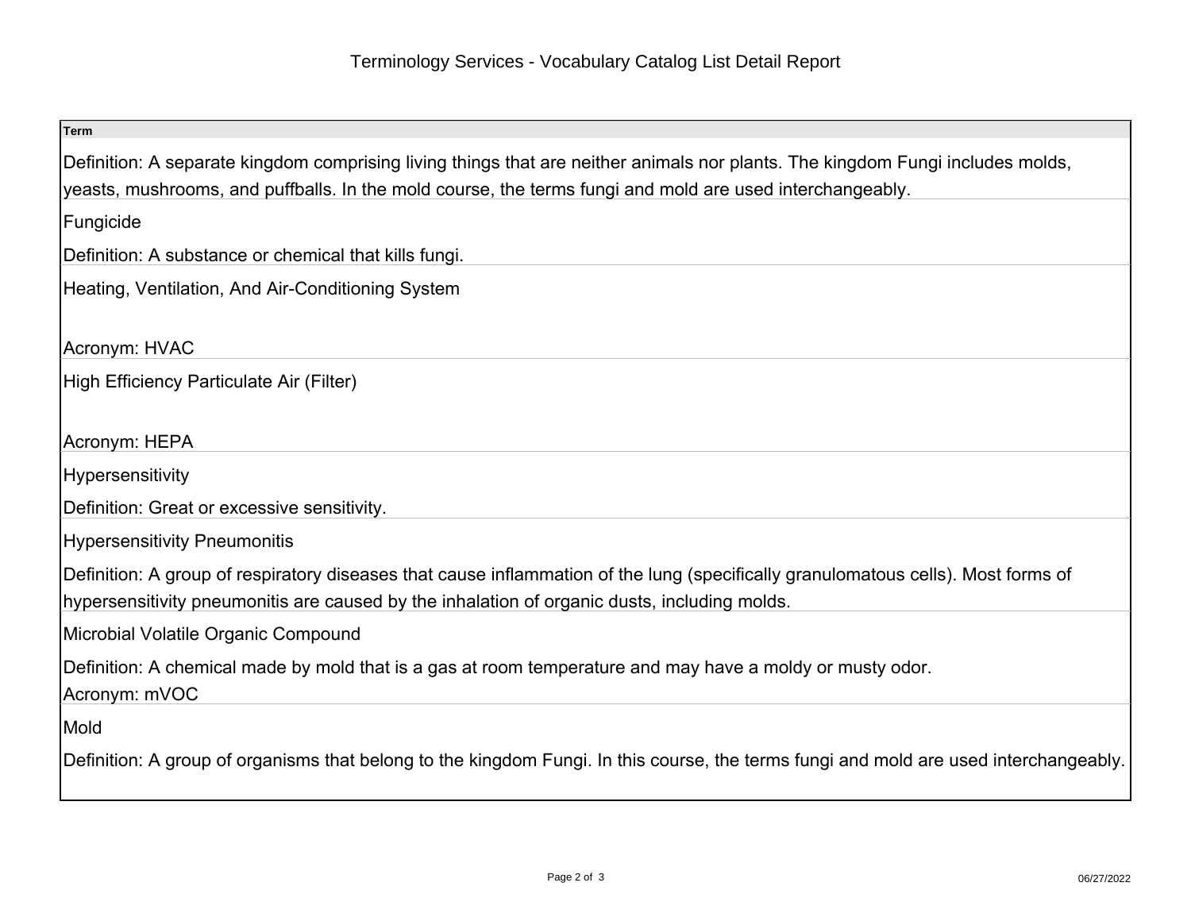# Terminology Services - Vocabulary Catalog List Detail Report

| Term |
| --- |
| Definition: A separate kingdom comprising living things that are neither animals nor plants. The kingdom Fungi includes molds, yeasts, mushrooms, and puffballs. In the mold course, the terms fungi and mold are used interchangeably. |
| Fungicide<br><br>Definition: A substance or chemical that kills fungi. |
| Heating, Ventilation, And Air-Conditioning System<br><br>Acronym: HVAC |
| High Efficiency Particulate Air (Filter)<br><br>Acronym: HEPA |
| Hypersensitivity<br><br>Definition: Great or excessive sensitivity. |
| Hypersensitivity Pneumonitis<br><br>Definition: A group of respiratory diseases that cause inflammation of the lung (specifically granulomatous cells). Most forms of hypersensitivity pneumonitis are caused by the inhalation of organic dusts, including molds. |
| Microbial Volatile Organic Compound<br><br>Definition: A chemical made by mold that is a gas at room temperature and may have a moldy or musty odor.<br>Acronym: mVOC |
| Mold<br><br>Definition: A group of organisms that belong to the kingdom Fungi. In this course, the terms fungi and mold are used interchangeably. |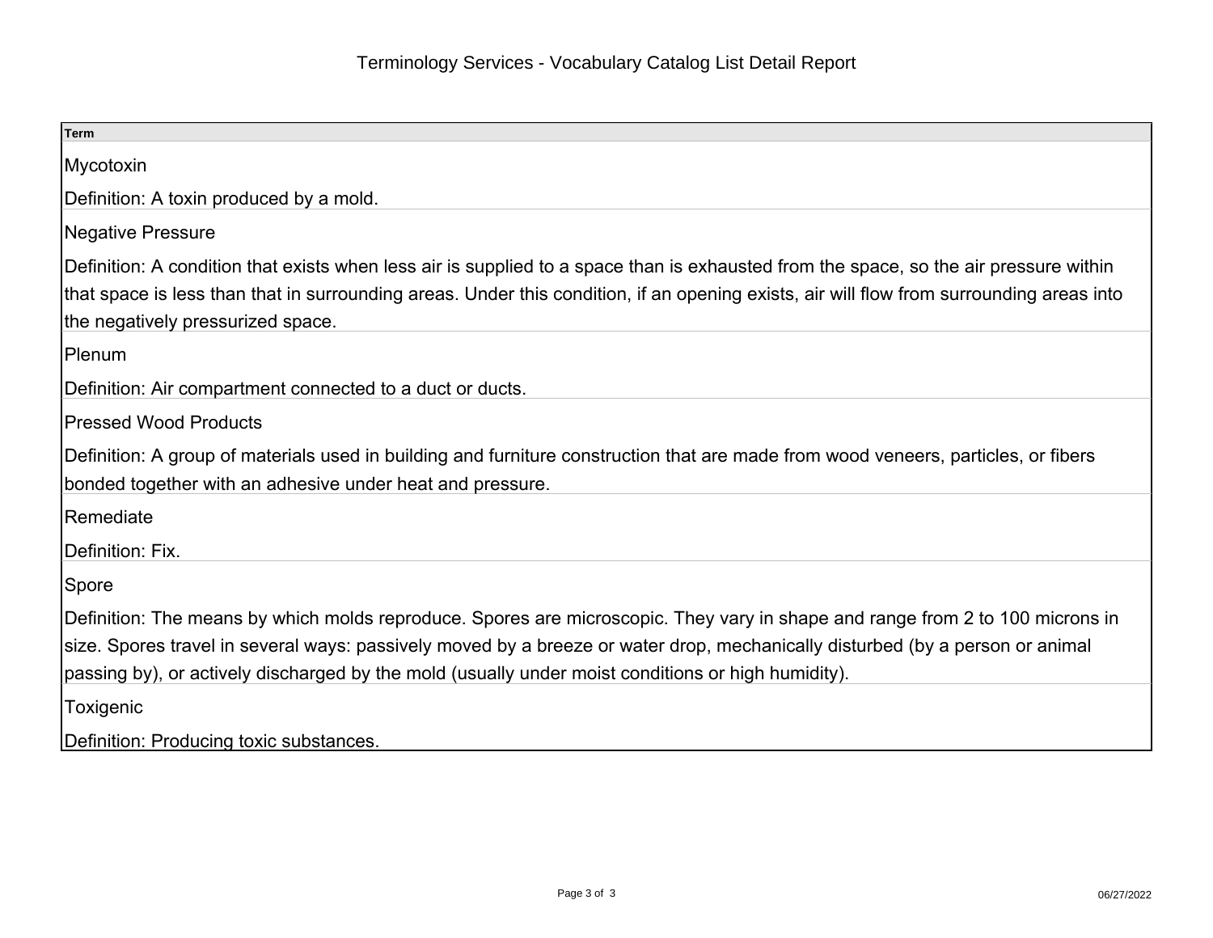# Terminology Services - Vocabulary Catalog List Detail Report

| Term |
|---|
| Mycotoxin<br>Definition: A toxin produced by a mold. |
| Negative Pressure<br>Definition: A condition that exists when less air is supplied to a space than is exhausted from the space, so the air pressure within that space is less than that in surrounding areas. Under this condition, if an opening exists, air will flow from surrounding areas into the negatively pressurized space. |
| Plenum<br>Definition: Air compartment connected to a duct or ducts. |
| Pressed Wood Products<br>Definition: A group of materials used in building and furniture construction that are made from wood veneers, particles, or fibers bonded together with an adhesive under heat and pressure. |
| Remediate<br>Definition: Fix. |
| Spore<br>Definition: The means by which molds reproduce. Spores are microscopic. They vary in shape and range from 2 to 100 microns in size. Spores travel in several ways: passively moved by a breeze or water drop, mechanically disturbed (by a person or animal passing by), or actively discharged by the mold (usually under moist conditions or high humidity). |
| Toxigenic<br>Definition: Producing toxic substances. |

06/27/2022